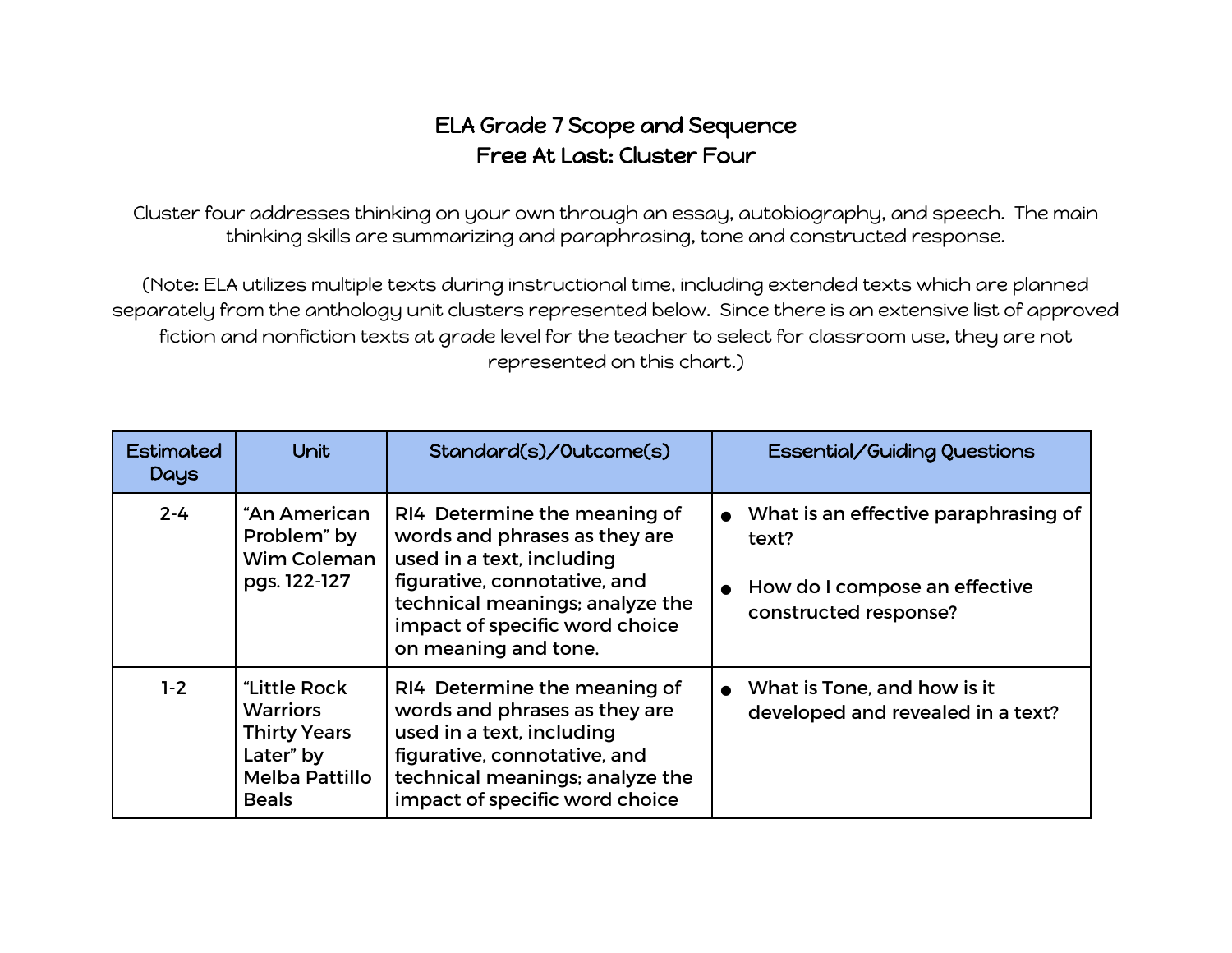# ELA Grade 7 Scope and Sequence
## Free At Last: Cluster Four

Cluster four addresses thinking on your own through an essay, autobiography, and speech. The main thinking skills are summarizing and paraphrasing, tone and constructed response.

(Note: ELA utilizes multiple texts during instructional time, including extended texts which are planned separately from the anthology unit clusters represented below. Since there is an extensive list of approved fiction and nonfiction texts at grade level for the teacher to select for classroom use, they are not represented on this chart.)

| Estimated Days | Unit | Standard(s)/Outcome(s) | Essential/Guiding Questions |
|---|---|---|---|
| 2-4 | "An American Problem" by Wim Coleman pgs. 122-127 | RI4 Determine the meaning of words and phrases as they are used in a text, including figurative, connotative, and technical meanings; analyze the impact of specific word choice on meaning and tone. | • What is an effective paraphrasing of text?<br>• How do I compose an effective constructed response? |
| 1-2 | "Little Rock Warriors Thirty Years Later" by Melba Pattillo Beals | RI4 Determine the meaning of words and phrases as they are used in a text, including figurative, connotative, and technical meanings; analyze the impact of specific word choice | • What is Tone, and how is it developed and revealed in a text? |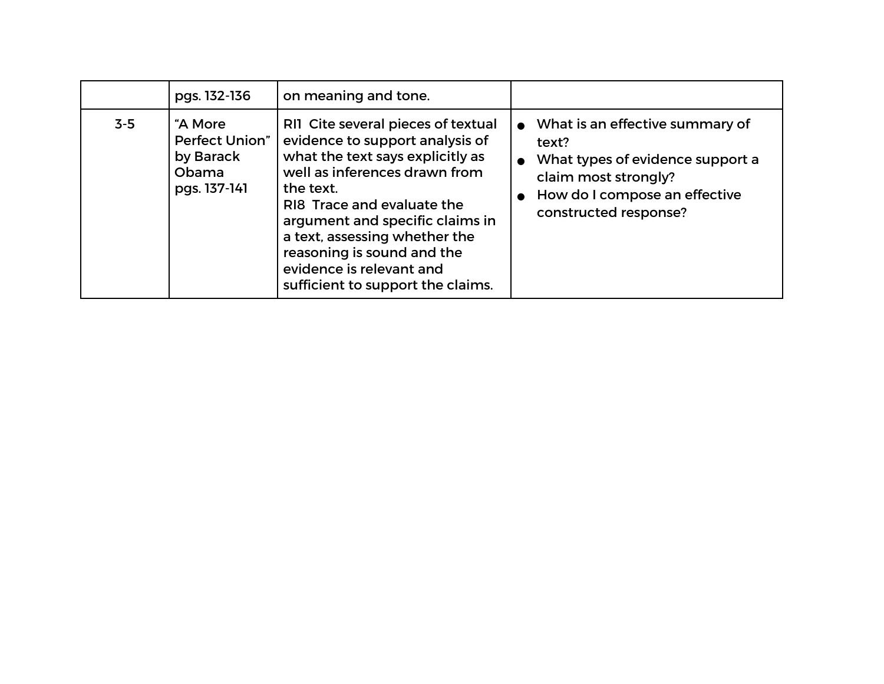| | | | |
|---|---|---|---|
| | pgs. 132-136 | on meaning and tone. | |
| 3-5 | "A More Perfect Union" by Barack Obama pgs. 137-141 | RI1 Cite several pieces of textual evidence to support analysis of what the text says explicitly as well as inferences drawn from the text.<br>RI8 Trace and evaluate the argument and specific claims in a text, assessing whether the reasoning is sound and the evidence is relevant and sufficient to support the claims. | • What is an effective summary of text?<br>• What types of evidence support a claim most strongly?<br>• How do I compose an effective constructed response? |